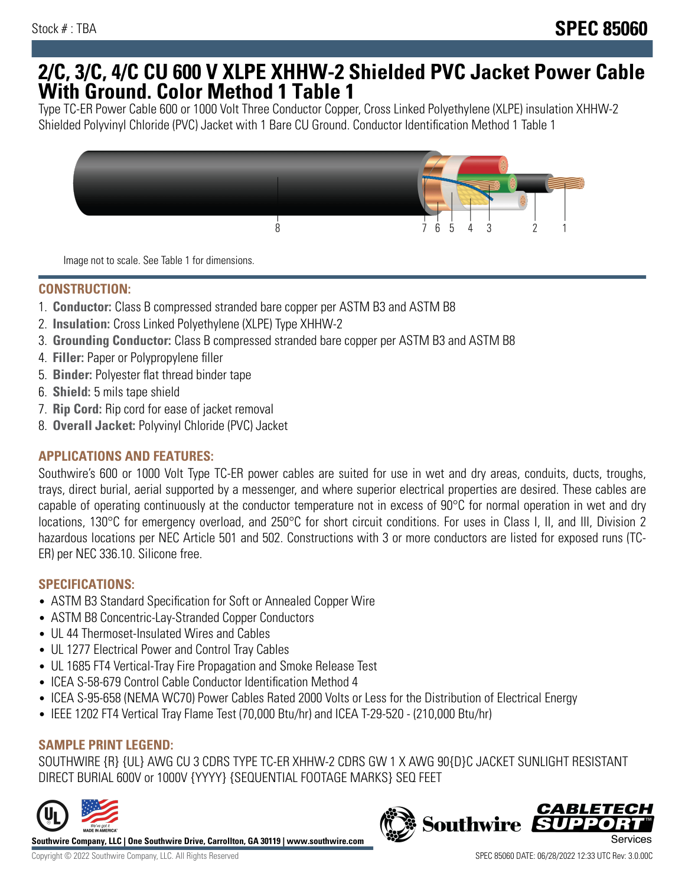Stock # : TBA

**SPEC 85060**

# 2/C, 3/C, 4/C CU 600 V XLPE XHHW-2 Shielded PVC Jacket Power Cable With Ground. Color Method 1 Table 1

Type TC-ER Power Cable 600 or 1000 Volt Three Conductor Copper, Cross Linked Polyethylene (XLPE) insulation XHHW-2 Shielded Polyvinyl Chloride (PVC) Jacket with 1 Bare CU Ground. Conductor Identification Method 1 Table 1

8 7 6 5 4 3 2 1

Image not to scale. See Table 1 for dimensions.

## CONSTRUCTION:

1. **Conductor:** Class B compressed stranded bare copper per ASTM B3 and ASTM B8
2. **Insulation:** Cross Linked Polyethylene (XLPE) Type XHHW-2
3. **Grounding Conductor:** Class B compressed stranded bare copper per ASTM B3 and ASTM B8
4. **Filler:** Paper or Polypropylene filler
5. **Binder:** Polyester flat thread binder tape
6. **Shield:** 5 mils tape shield
7. **Rip Cord:** Rip cord for ease of jacket removal
8. **Overall Jacket:** Polyvinyl Chloride (PVC) Jacket

## APPLICATIONS AND FEATURES:

Southwire's 600 or 1000 Volt Type TC-ER power cables are suited for use in wet and dry areas, conduits, ducts, troughs, trays, direct burial, aerial supported by a messenger, and where superior electrical properties are desired. These cables are capable of operating continuously at the conductor temperature not in excess of 90°C for normal operation in wet and dry locations, 130°C for emergency overload, and 250°C for short circuit conditions. For uses in Class I, II, and III, Division 2 hazardous locations per NEC Article 501 and 502. Constructions with 3 or more conductors are listed for exposed runs (TC-ER) per NEC 336.10. Silicone free.

## SPECIFICATIONS:

- ASTM B3 Standard Specification for Soft or Annealed Copper Wire
- ASTM B8 Concentric-Lay-Stranded Copper Conductors
- UL 44 Thermoset-Insulated Wires and Cables
- UL 1277 Electrical Power and Control Tray Cables
- UL 1685 FT4 Vertical-Tray Fire Propagation and Smoke Release Test
- ICEA S-58-679 Control Cable Conductor Identification Method 4
- ICEA S-95-658 (NEMA WC70) Power Cables Rated 2000 Volts or Less for the Distribution of Electrical Energy
- IEEE 1202 FT4 Vertical Tray Flame Test (70,000 Btu/hr) and ICEA T-29-520 - (210,000 Btu/hr)

## SAMPLE PRINT LEGEND:

SOUTHWIRE {R} {UL} AWG CU 3 CDRS TYPE TC-ER XHHW-2 CDRS GW 1 X AWG 90{D}C JACKET SUNLIGHT RESISTANT DIRECT BURIAL 600V or 1000V {YYYY} {SEQUENTIAL FOOTAGE MARKS} SEQ FEET

**Southwire Company, LLC | One Southwire Drive, Carrollton, GA 30119 | www.southwire.com**

Copyright © 2022 Southwire Company, LLC. All Rights Reserved

SPEC 85060 DATE: 06/28/2022 12:33 UTC Rev: 3.0.00C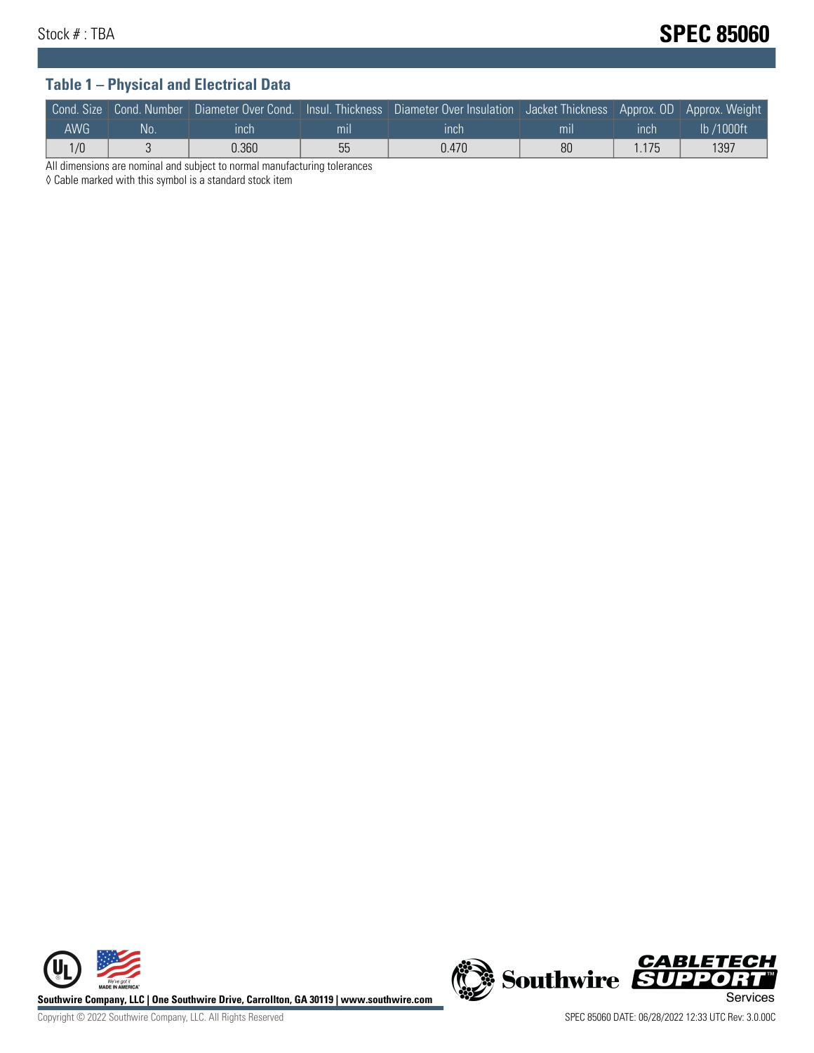### Table 1 – Physical and Electrical Data

| Cond. Size | Cond. Number | Diameter Over Cond. | Insul. Thickness | Diameter Over Insulation | Jacket Thickness | Approx. OD | Approx. Weight |
|---|---|---|---|---|---|---|---|
| AWG | No. | inch | mil | inch | mil | inch | lb /1000ft |
| 1/0 | 3 | 0.360 | 55 | 0.470 | 80 | 1.175 | 1397 |

All dimensions are nominal and subject to normal manufacturing tolerances

◊ Cable marked with this symbol is a standard stock item